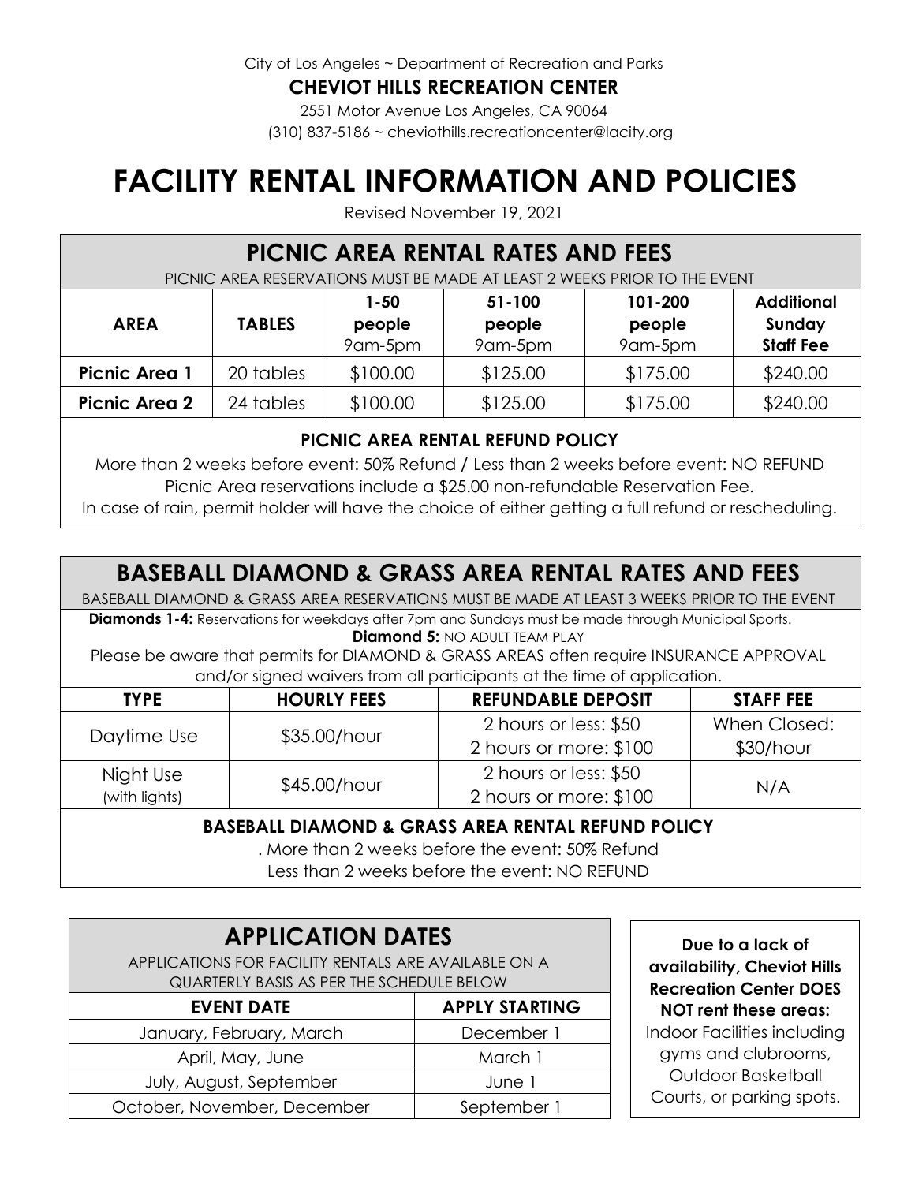City of Los Angeles ~ Department of Recreation and Parks

**CHEVIOT HILLS RECREATION CENTER**

2551 Motor Avenue Los Angeles, CA 90064

(310) 837-5186 ~ cheviothills.recreationcenter@lacity.org

# FACILITY RENTAL INFORMATION AND POLICIES

Revised November 19, 2021

## PICNIC AREA RENTAL RATES AND FEES

PICNIC AREA RESERVATIONS MUST BE MADE AT LEAST 2 WEEKS PRIOR TO THE EVENT

| AREA | TABLES | 1-50 people 9am-5pm | 51-100 people 9am-5pm | 101-200 people 9am-5pm | Additional Sunday Staff Fee |
|---|---|---|---|---|---|
| **Picnic Area 1** | 20 tables | $100.00 | $125.00 | $175.00 | $240.00 |
| **Picnic Area 2** | 24 tables | $100.00 | $125.00 | $175.00 | $240.00 |

### PICNIC AREA RENTAL REFUND POLICY

More than 2 weeks before event: 50% Refund / Less than 2 weeks before event: NO REFUND

Picnic Area reservations include a $25.00 non-refundable Reservation Fee.

In case of rain, permit holder will have the choice of either getting a full refund or rescheduling.

## BASEBALL DIAMOND & GRASS AREA RENTAL RATES AND FEES

BASEBALL DIAMOND & GRASS AREA RESERVATIONS MUST BE MADE AT LEAST 3 WEEKS PRIOR TO THE EVENT

**Diamonds 1-4:** Reservations for weekdays after 7pm and Sundays must be made through Municipal Sports.

**Diamond 5:** NO ADULT TEAM PLAY

Please be aware that permits for DIAMOND & GRASS AREAS often require INSURANCE APPROVAL and/or signed waivers from all participants at the time of application.

| TYPE | HOURLY FEES | REFUNDABLE DEPOSIT | STAFF FEE |
|---|---|---|---|
| Daytime Use | $35.00/hour | 2 hours or less: $50<br>2 hours or more: $100 | When Closed: $30/hour |
| Night Use (with lights) | $45.00/hour | 2 hours or less: $50<br>2 hours or more: $100 | N/A |

### BASEBALL DIAMOND & GRASS AREA RENTAL REFUND POLICY

. More than 2 weeks before the event: 50% Refund

Less than 2 weeks before the event: NO REFUND

## APPLICATION DATES

APPLICATIONS FOR FACILITY RENTALS ARE AVAILABLE ON A QUARTERLY BASIS AS PER THE SCHEDULE BELOW

| EVENT DATE | APPLY STARTING |
|---|---|
| January, February, March | December 1 |
| April, May, June | March 1 |
| July, August, September | June 1 |
| October, November, December | September 1 |

**Due to a lack of availability, Cheviot Hills Recreation Center DOES NOT rent these areas:** Indoor Facilities including gyms and clubrooms, Outdoor Basketball Courts, or parking spots.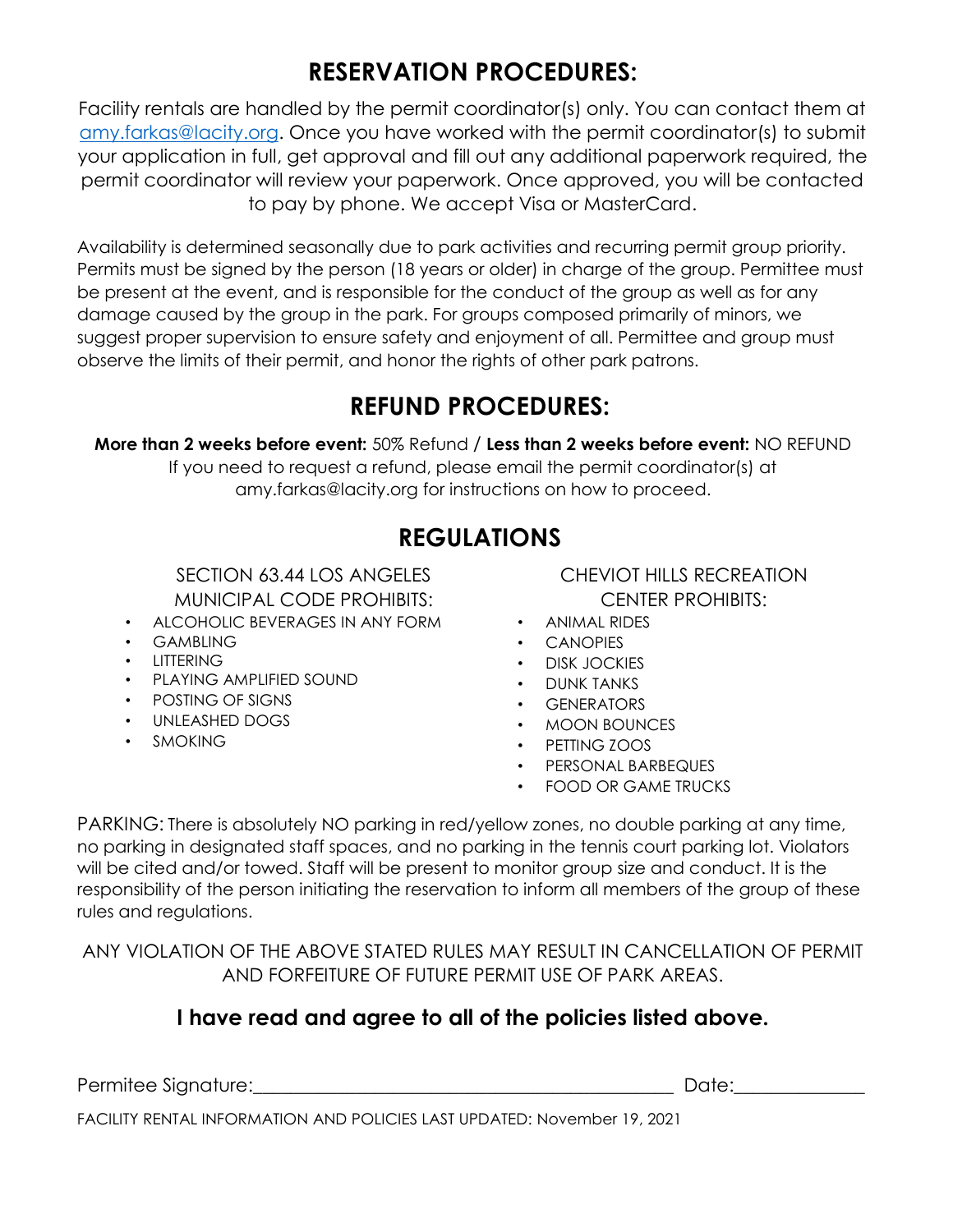# RESERVATION PROCEDURES:

Facility rentals are handled by the permit coordinator(s) only. You can contact them at amy.farkas@lacity.org. Once you have worked with the permit coordinator(s) to submit your application in full, get approval and fill out any additional paperwork required, the permit coordinator will review your paperwork. Once approved, you will be contacted to pay by phone. We accept Visa or MasterCard.

Availability is determined seasonally due to park activities and recurring permit group priority. Permits must be signed by the person (18 years or older) in charge of the group. Permittee must be present at the event, and is responsible for the conduct of the group as well as for any damage caused by the group in the park. For groups composed primarily of minors, we suggest proper supervision to ensure safety and enjoyment of all. Permittee and group must observe the limits of their permit, and honor the rights of other park patrons.

# REFUND PROCEDURES:

**More than 2 weeks before event:** 50% Refund / **Less than 2 weeks before event:** NO REFUND

If you need to request a refund, please email the permit coordinator(s) at amy.farkas@lacity.org for instructions on how to proceed.

# REGULATIONS

SECTION 63.44 LOS ANGELES MUNICIPAL CODE PROHIBITS:

- ALCOHOLIC BEVERAGES IN ANY FORM
- GAMBLING
- LITTERING
- PLAYING AMPLIFIED SOUND
- POSTING OF SIGNS
- UNLEASHED DOGS
- SMOKING

CHEVIOT HILLS RECREATION CENTER PROHIBITS:

- ANIMAL RIDES
- CANOPIES
- DISK JOCKIES
- DUNK TANKS
- GENERATORS
- MOON BOUNCES
- PETTING ZOOS
- PERSONAL BARBEQUES
- FOOD OR GAME TRUCKS

PARKING: There is absolutely NO parking in red/yellow zones, no double parking at any time, no parking in designated staff spaces, and no parking in the tennis court parking lot. Violators will be cited and/or towed. Staff will be present to monitor group size and conduct. It is the responsibility of the person initiating the reservation to inform all members of the group of these rules and regulations.

ANY VIOLATION OF THE ABOVE STATED RULES MAY RESULT IN CANCELLATION OF PERMIT AND FORFEITURE OF FUTURE PERMIT USE OF PARK AREAS.

## I have read and agree to all of the policies listed above.

Permitee Signature:_____________________________________________ Date:_____________

FACILITY RENTAL INFORMATION AND POLICIES LAST UPDATED: November 19, 2021